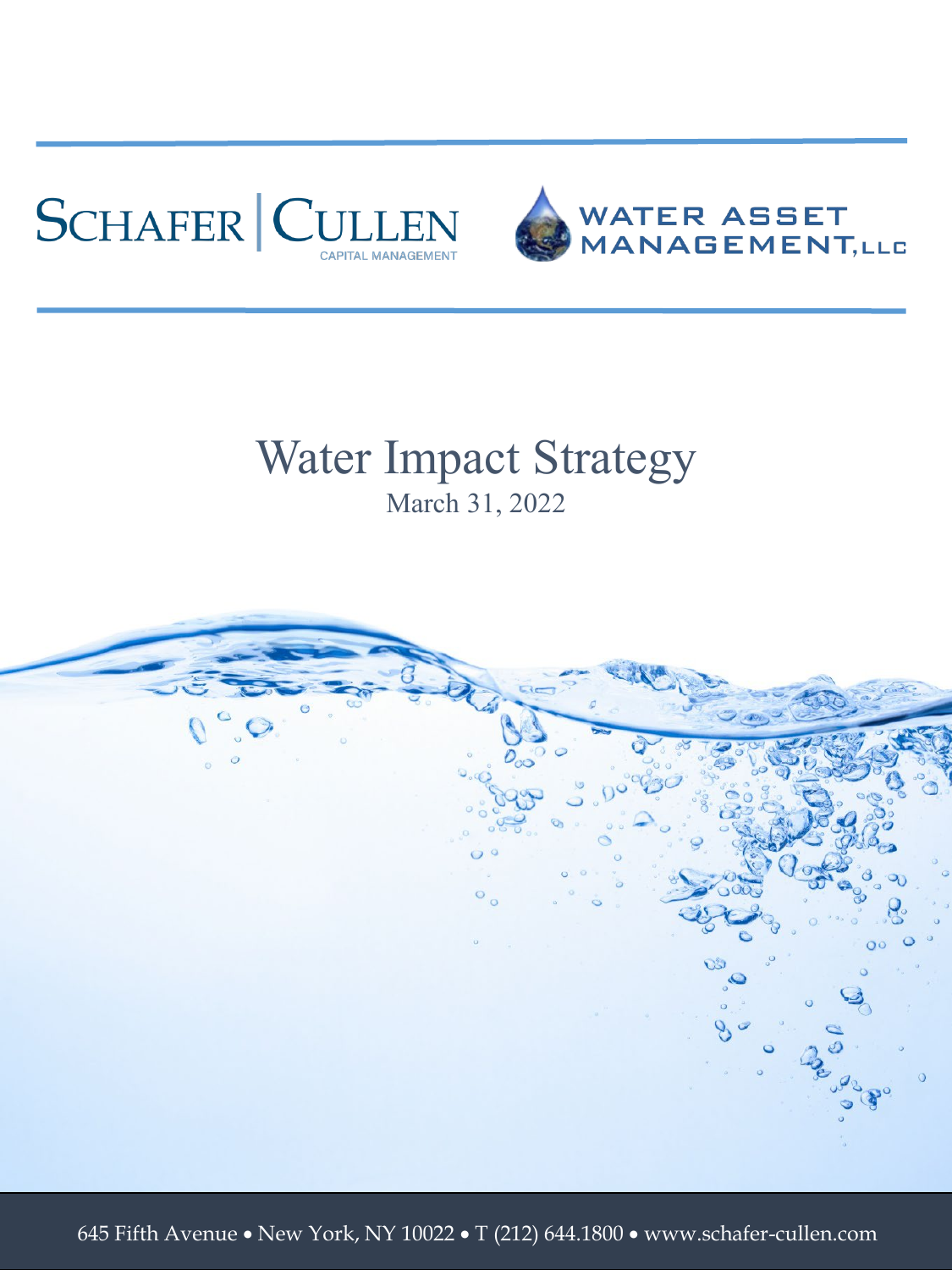SCHAFER | CULLEN
CAPITAL MANAGEMENT

WATER ASSET MANAGEMENT, LLC

# Water Impact Strategy

March 31, 2022

645 Fifth Avenue • New York, NY 10022 • T (212) 644.1800 • www.schafer-cullen.com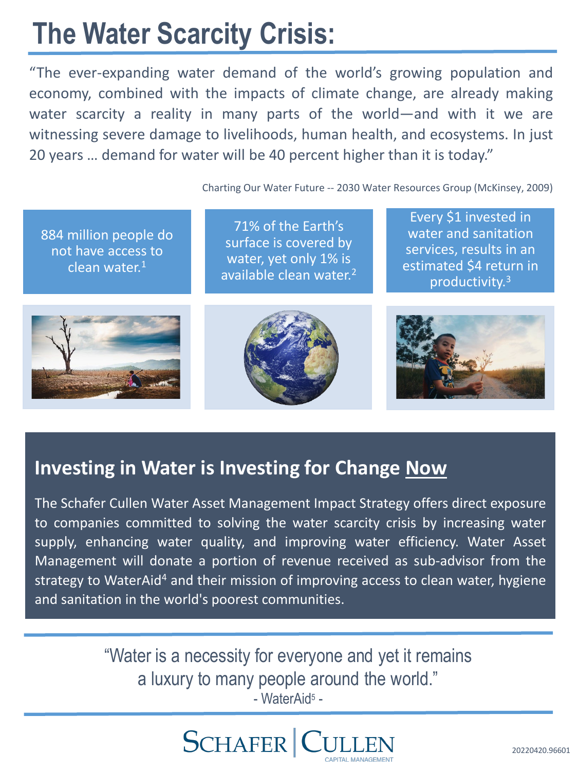# The Water Scarcity Crisis:

"The ever-expanding water demand of the world's growing population and economy, combined with the impacts of climate change, are already making water scarcity a reality in many parts of the world—and with it we are witnessing severe damage to livelihoods, human health, and ecosystems. In just 20 years … demand for water will be 40 percent higher than it is today."

Charting Our Water Future -- 2030 Water Resources Group (McKinsey, 2009)

884 million people do not have access to clean water.[1]

71% of the Earth's surface is covered by water, yet only 1% is available clean water.[2]

Every $1 invested in water and sanitation services, results in an estimated $4 return in productivity.[3]

## Investing in Water is Investing for Change Now

The Schafer Cullen Water Asset Management Impact Strategy offers direct exposure to companies committed to solving the water scarcity crisis by increasing water supply, enhancing water quality, and improving water efficiency. Water Asset Management will donate a portion of revenue received as sub-advisor from the strategy to WaterAid[4] and their mission of improving access to clean water, hygiene and sanitation in the world's poorest communities.

"Water is a necessity for everyone and yet it remains a luxury to many people around the world."
- WaterAid[5] -

SCHAFER | CULLEN
CAPITAL MANAGEMENT

20220420.96601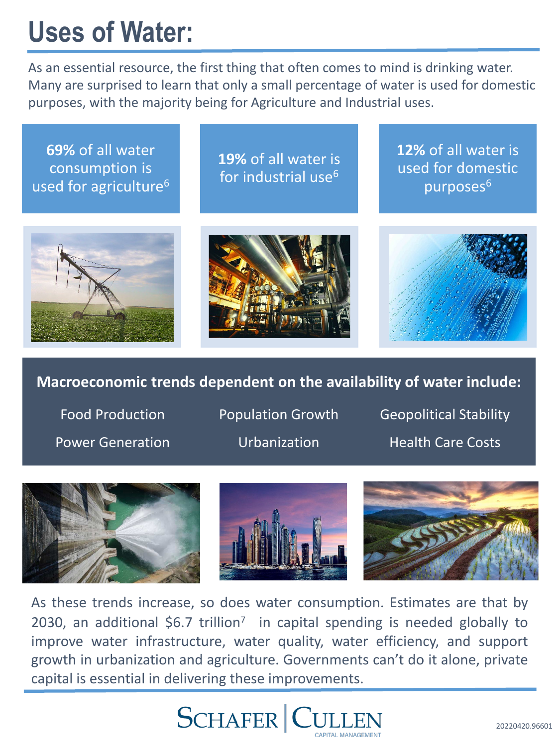# Uses of Water:

As an essential resource, the first thing that often comes to mind is drinking water. Many are surprised to learn that only a small percentage of water is used for domestic purposes, with the majority being for Agriculture and Industrial uses.

**69%** of all water consumption is used for agriculture[6]

**19%** of all water is for industrial use[6]

**12%** of all water is used for domestic purposes[6]

**Macroeconomic trends dependent on the availability of water include:**

- Food Production
- Population Growth
- Geopolitical Stability
- Power Generation
- Urbanization
- Health Care Costs

As these trends increase, so does water consumption. Estimates are that by 2030, an additional $6.7 trillion[7] in capital spending is needed globally to improve water infrastructure, water quality, water efficiency, and support growth in urbanization and agriculture. Governments can't do it alone, private capital is essential in delivering these improvements.

SCHAFER | CULLEN CAPITAL MANAGEMENT

20220420.96601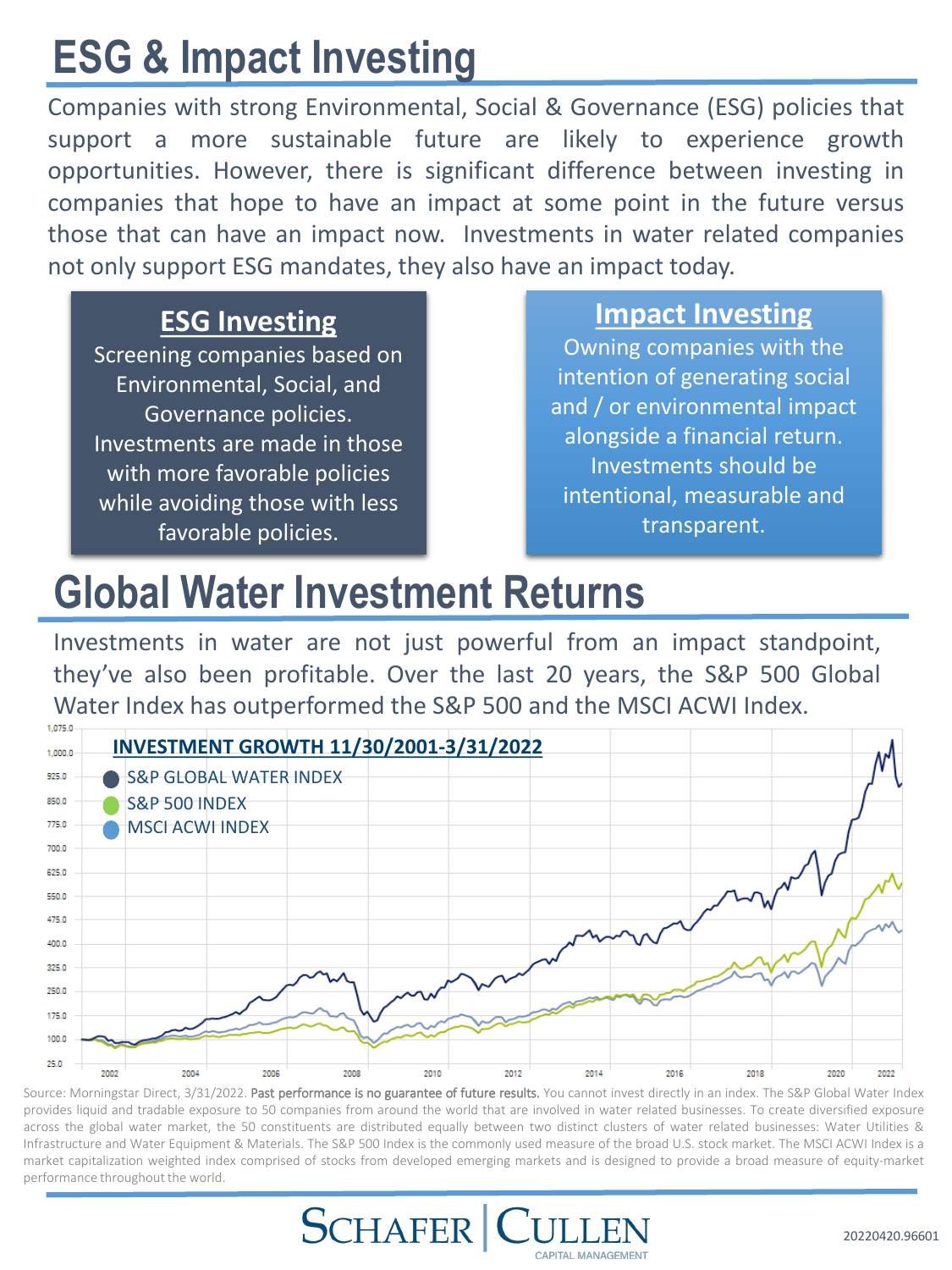# ESG & Impact Investing

Companies with strong Environmental, Social & Governance (ESG) policies that support a more sustainable future are likely to experience growth opportunities. However, there is significant difference between investing in companies that hope to have an impact at some point in the future versus those that can have an impact now. Investments in water related companies not only support ESG mandates, they also have an impact today.

### ESG Investing

Screening companies based on Environmental, Social, and Governance policies. Investments are made in those with more favorable policies while avoiding those with less favorable policies.

### Impact Investing

Owning companies with the intention of generating social and / or environmental impact alongside a financial return. Investments should be intentional, measurable and transparent.

# Global Water Investment Returns

Investments in water are not just powerful from an impact standpoint, they've also been profitable. Over the last 20 years, the S&P 500 Global Water Index has outperformed the S&P 500 and the MSCI ACWI Index.

**INVESTMENT GROWTH 11/30/2001-3/31/2022**

- S&P GLOBAL WATER INDEX
- S&P 500 INDEX
- MSCI ACWI INDEX

Source: Morningstar Direct, 3/31/2022. **Past performance is no guarantee of future results.** You cannot invest directly in an index. The S&P Global Water Index provides liquid and tradable exposure to 50 companies from around the world that are involved in water related businesses. To create diversified exposure across the global water market, the 50 constituents are distributed equally between two distinct clusters of water related businesses: Water Utilities & Infrastructure and Water Equipment & Materials. The S&P 500 Index is the commonly used measure of the broad U.S. stock market. The MSCI ACWI Index is a market capitalization weighted index comprised of stocks from developed emerging markets and is designed to provide a broad measure of equity-market performance throughout the world.

SCHAFER | CULLEN CAPITAL MANAGEMENT

20220420.96601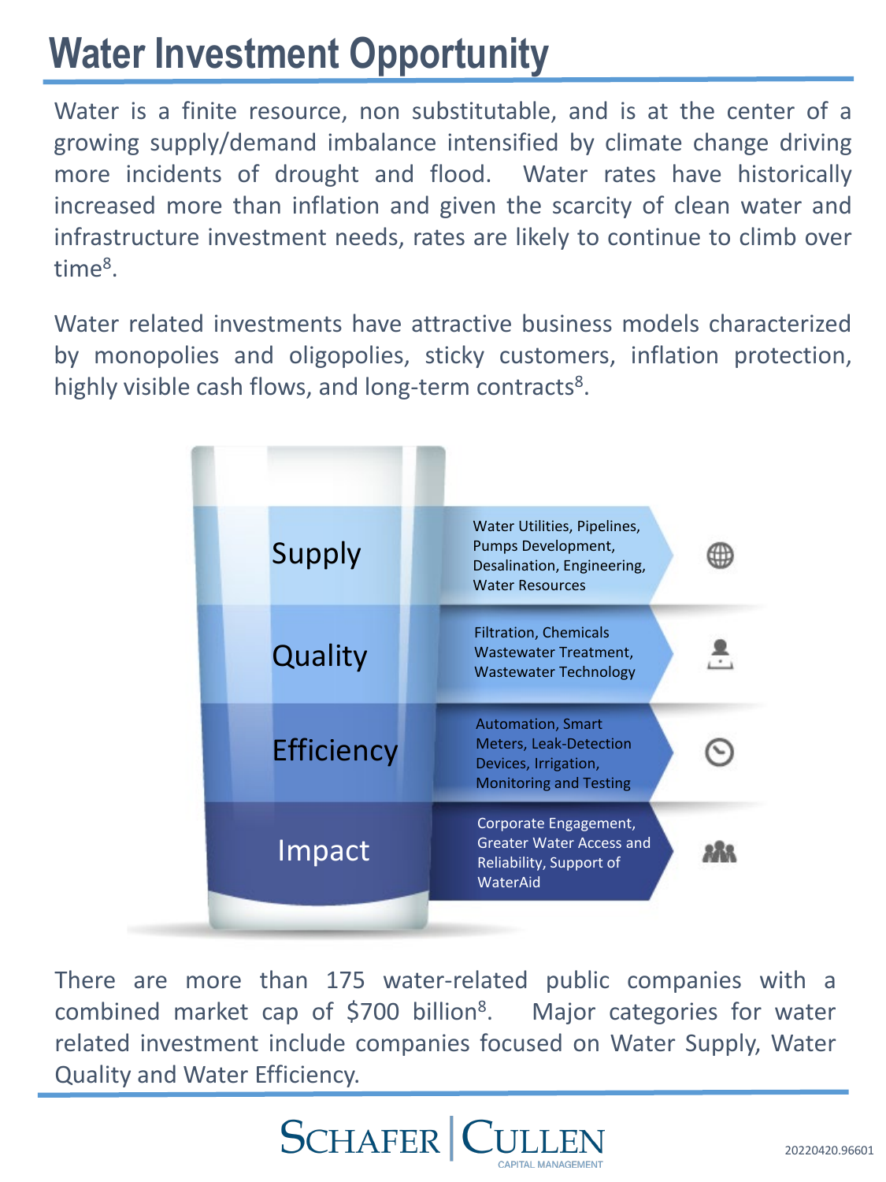# Water Investment Opportunity

Water is a finite resource, non substitutable, and is at the center of a growing supply/demand imbalance intensified by climate change driving more incidents of drought and flood. Water rates have historically increased more than inflation and given the scarcity of clean water and infrastructure investment needs, rates are likely to continue to climb over time[8].

Water related investments have attractive business models characterized by monopolies and oligopolies, sticky customers, inflation protection, highly visible cash flows, and long-term contracts[8].

| Category | Areas |
| --- | --- |
| Supply | Water Utilities, Pipelines, Pumps Development, Desalination, Engineering, Water Resources |
| Quality | Filtration, Chemicals Wastewater Treatment, Wastewater Technology |
| Efficiency | Automation, Smart Meters, Leak-Detection Devices, Irrigation, Monitoring and Testing |
| Impact | Corporate Engagement, Greater Water Access and Reliability, Support of WaterAid |

There are more than 175 water-related public companies with a combined market cap of $700 billion[8]. Major categories for water related investment include companies focused on Water Supply, Water Quality and Water Efficiency.

20220420.96601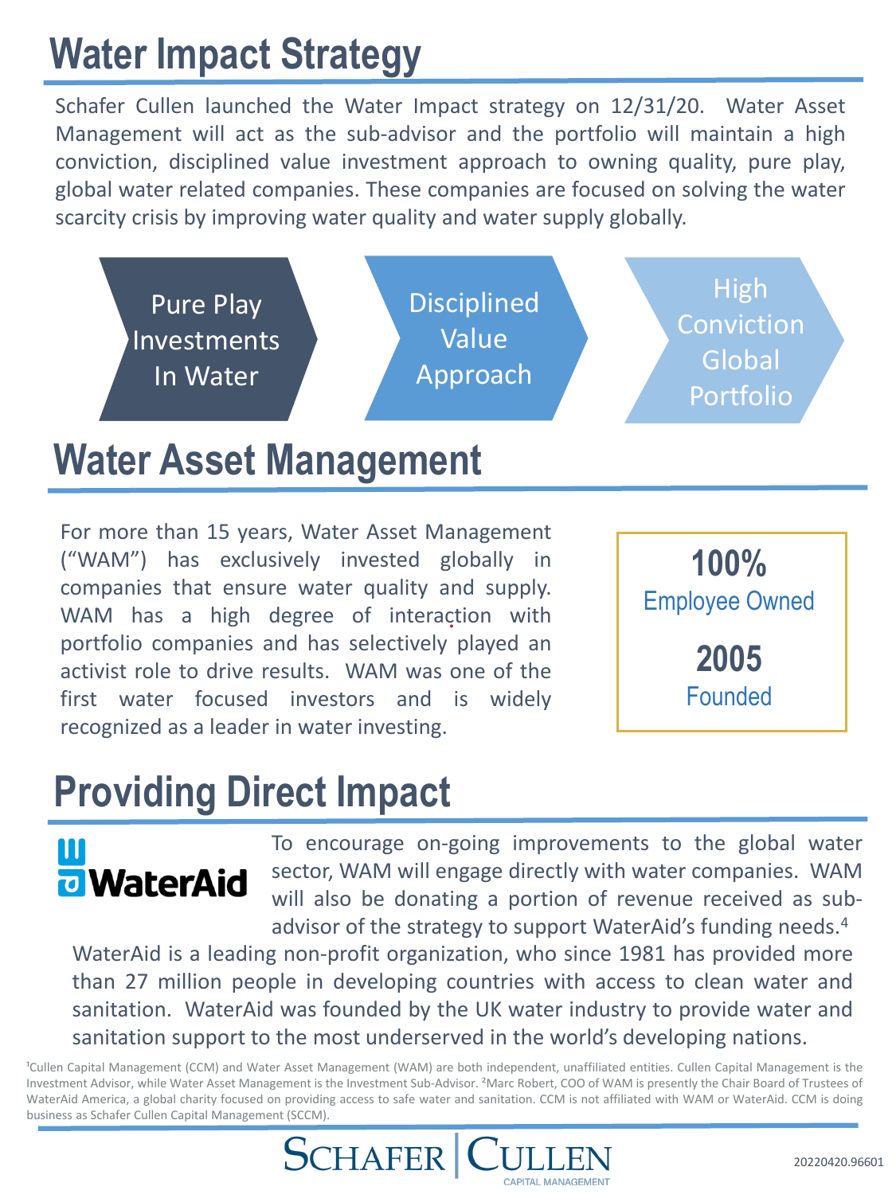# Water Impact Strategy

Schafer Cullen launched the Water Impact strategy on 12/31/20. Water Asset Management will act as the sub-advisor and the portfolio will maintain a high conviction, disciplined value investment approach to owning quality, pure play, global water related companies. These companies are focused on solving the water scarcity crisis by improving water quality and water supply globally.

Pure Play Investments In Water → Disciplined Value Approach → High Conviction Global Portfolio

# Water Asset Management

For more than 15 years, Water Asset Management ("WAM") has exclusively invested globally in companies that ensure water quality and supply. WAM has a high degree of interaction with portfolio companies and has selectively played an activist role to drive results. WAM was one of the first water focused investors and is widely recognized as a leader in water investing.

**100%**
Employee Owned

**2005**
Founded

# Providing Direct Impact

WaterAid

To encourage on-going improvements to the global water sector, WAM will engage directly with water companies. WAM will also be donating a portion of revenue received as sub-advisor of the strategy to support WaterAid's funding needs.[4]

WaterAid is a leading non-profit organization, who since 1981 has provided more than 27 million people in developing countries with access to clean water and sanitation. WaterAid was founded by the UK water industry to provide water and sanitation support to the most underserved in the world's developing nations.

[1]Cullen Capital Management (CCM) and Water Asset Management (WAM) are both independent, unaffiliated entities. Cullen Capital Management is the Investment Advisor, while Water Asset Management is the Investment Sub-Advisor. [2]Marc Robert, COO of WAM is presently the Chair Board of Trustees of WaterAid America, a global charity focused on providing access to safe water and sanitation. CCM is not affiliated with WAM or WaterAid. CCM is doing business as Schafer Cullen Capital Management (SCCM).

SCHAFER CULLEN CAPITAL MANAGEMENT

20220420.96601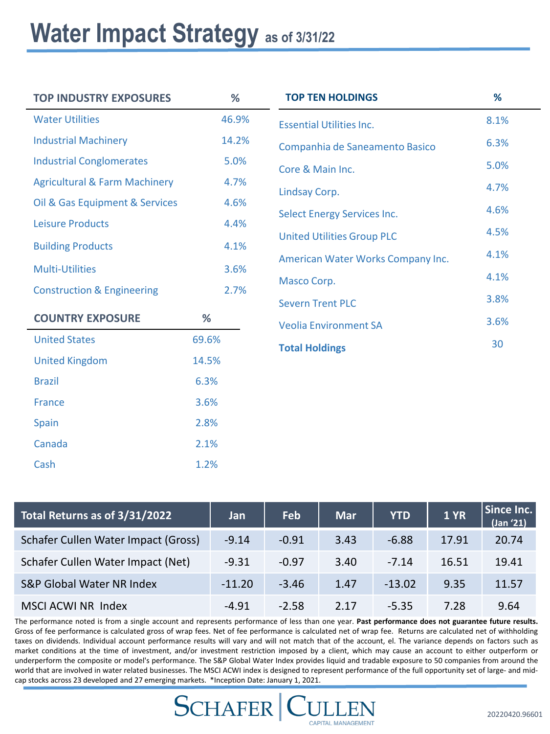# Water Impact Strategy as of 3/31/22

| TOP INDUSTRY EXPOSURES | % |
|---|---|
| Water Utilities | 46.9% |
| Industrial Machinery | 14.2% |
| Industrial Conglomerates | 5.0% |
| Agricultural & Farm Machinery | 4.7% |
| Oil & Gas Equipment & Services | 4.6% |
| Leisure Products | 4.4% |
| Building Products | 4.1% |
| Multi-Utilities | 3.6% |
| Construction & Engineering | 2.7% |

| COUNTRY EXPOSURE | % |
|---|---|
| United States | 69.6% |
| United Kingdom | 14.5% |
| Brazil | 6.3% |
| France | 3.6% |
| Spain | 2.8% |
| Canada | 2.1% |
| Cash | 1.2% |

| TOP TEN HOLDINGS | % |
|---|---|
| Essential Utilities Inc. | 8.1% |
| Companhia de Saneamento Basico | 6.3% |
| Core & Main Inc. | 5.0% |
| Lindsay Corp. | 4.7% |
| Select Energy Services Inc. | 4.6% |
| United Utilities Group PLC | 4.5% |
| American Water Works Company Inc. | 4.1% |
| Masco Corp. | 4.1% |
| Severn Trent PLC | 3.8% |
| Veolia Environment SA | 3.6% |
| **Total Holdings** | 30 |

| Total Returns as of 3/31/2022 | Jan | Feb | Mar | YTD | 1 YR | Since Inc. (Jan '21) |
|---|---|---|---|---|---|---|
| Schafer Cullen Water Impact (Gross) | -9.14 | -0.91 | 3.43 | -6.88 | 17.91 | 20.74 |
| Schafer Cullen Water Impact (Net) | -9.31 | -0.97 | 3.40 | -7.14 | 16.51 | 19.41 |
| S&P Global Water NR Index | -11.20 | -3.46 | 1.47 | -13.02 | 9.35 | 11.57 |
| MSCI ACWI NR Index | -4.91 | -2.58 | 2.17 | -5.35 | 7.28 | 9.64 |

The performance noted is from a single account and represents performance of less than one year. **Past performance does not guarantee future results.** Gross of fee performance is calculated gross of wrap fees. Net of fee performance is calculated net of wrap fee. Returns are calculated net of withholding taxes on dividends. Individual account performance results will vary and will not match that of the account, el. The variance depends on factors such as market conditions at the time of investment, and/or investment restriction imposed by a client, which may cause an account to either outperform or underperform the composite or model's performance. The S&P Global Water Index provides liquid and tradable exposure to 50 companies from around the world that are involved in water related businesses. The MSCI ACWI index is designed to represent performance of the full opportunity set of large- and mid-cap stocks across 23 developed and 27 emerging markets. *Inception Date: January 1, 2021.

SCHAFER | CULLEN
CAPITAL MANAGEMENT

20220420.96601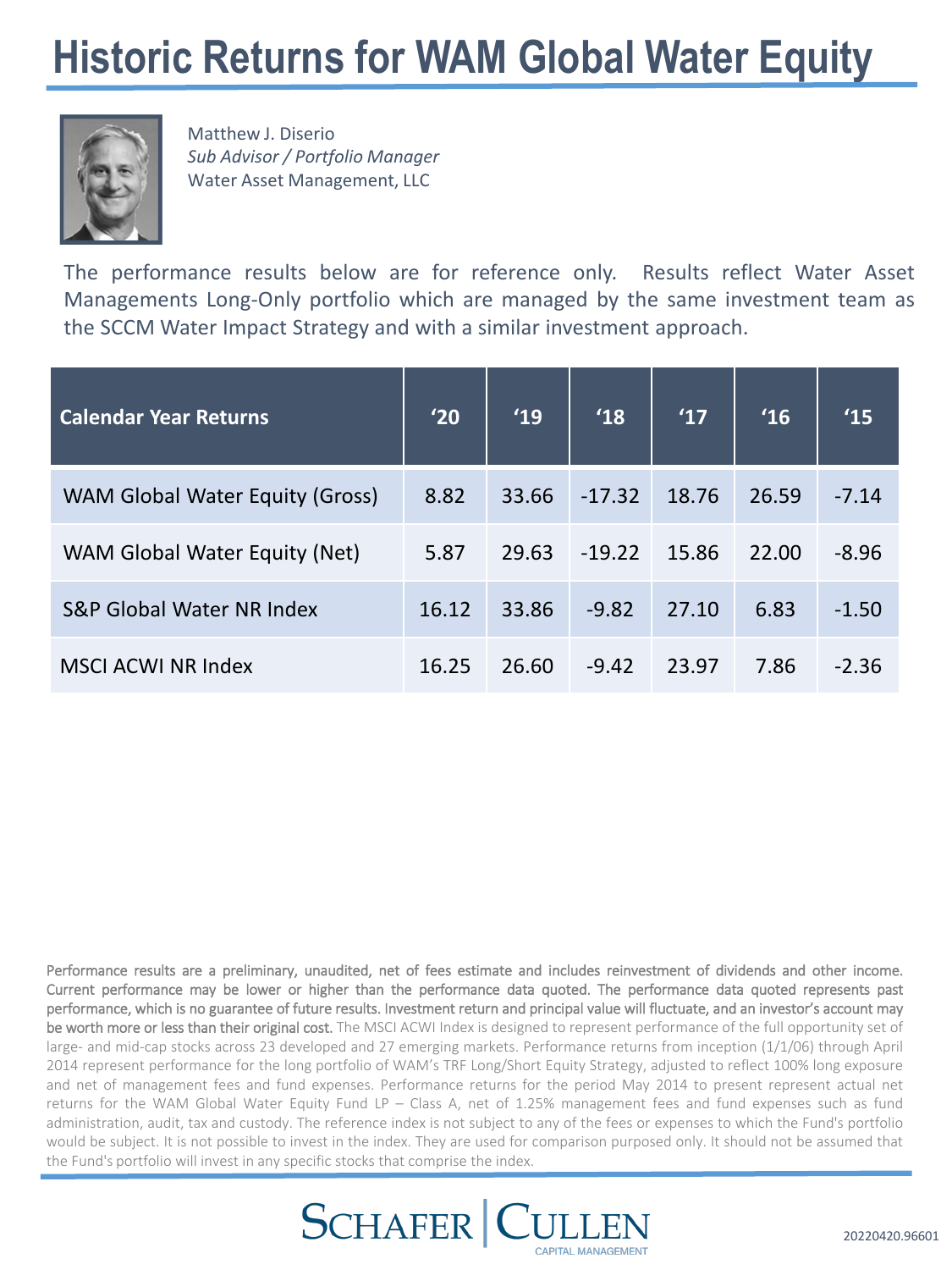# Historic Returns for WAM Global Water Equity

Matthew J. Diserio
*Sub Advisor / Portfolio Manager*
Water Asset Management, LLC

The performance results below are for reference only. Results reflect Water Asset Managements Long-Only portfolio which are managed by the same investment team as the SCCM Water Impact Strategy and with a similar investment approach.

| Calendar Year Returns | '20 | '19 | '18 | '17 | '16 | '15 |
|---|---|---|---|---|---|---|
| WAM Global Water Equity (Gross) | 8.82 | 33.66 | -17.32 | 18.76 | 26.59 | -7.14 |
| WAM Global Water Equity (Net) | 5.87 | 29.63 | -19.22 | 15.86 | 22.00 | -8.96 |
| S&P Global Water NR Index | 16.12 | 33.86 | -9.82 | 27.10 | 6.83 | -1.50 |
| MSCI ACWI NR Index | 16.25 | 26.60 | -9.42 | 23.97 | 7.86 | -2.36 |

Performance results are a preliminary, unaudited, net of fees estimate and includes reinvestment of dividends and other income. Current performance may be lower or higher than the performance data quoted. The performance data quoted represents past performance, which is no guarantee of future results. Investment return and principal value will fluctuate, and an investor's account may be worth more or less than their original cost. The MSCI ACWI Index is designed to represent performance of the full opportunity set of large- and mid-cap stocks across 23 developed and 27 emerging markets. Performance returns from inception (1/1/06) through April 2014 represent performance for the long portfolio of WAM's TRF Long/Short Equity Strategy, adjusted to reflect 100% long exposure and net of management fees and fund expenses. Performance returns for the period May 2014 to present represent actual net returns for the WAM Global Water Equity Fund LP – Class A, net of 1.25% management fees and fund expenses such as fund administration, audit, tax and custody. The reference index is not subject to any of the fees or expenses to which the Fund's portfolio would be subject. It is not possible to invest in the index. They are used for comparison purposed only. It should not be assumed that the Fund's portfolio will invest in any specific stocks that comprise the index.

SCHAFER | CULLEN CAPITAL MANAGEMENT

20220420.96601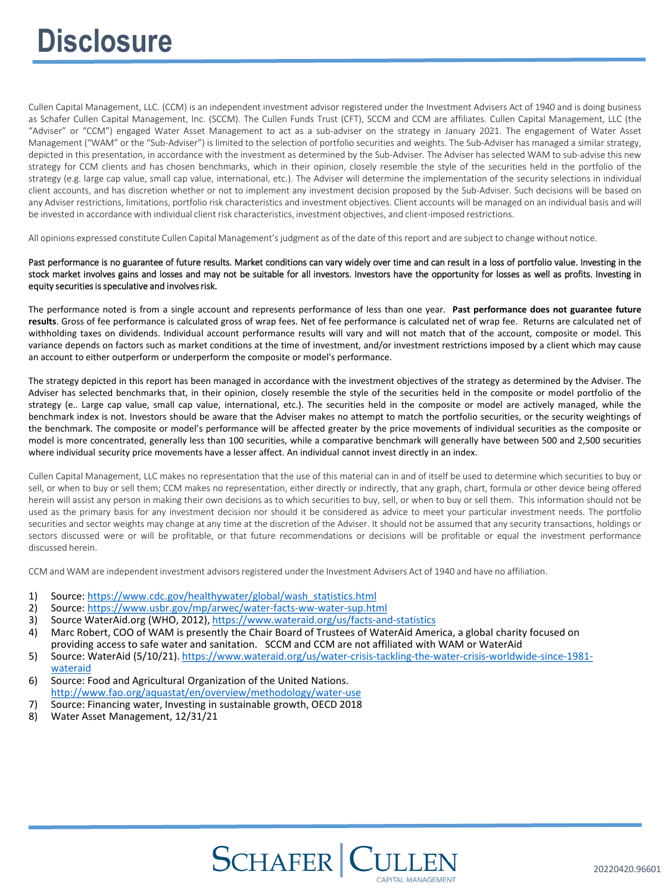# Disclosure

Cullen Capital Management, LLC. (CCM) is an independent investment advisor registered under the Investment Advisers Act of 1940 and is doing business as Schafer Cullen Capital Management, Inc. (SCCM). The Cullen Funds Trust (CFT), SCCM and CCM are affiliates. Cullen Capital Management, LLC (the "Adviser" or "CCM") engaged Water Asset Management to act as a sub-adviser on the strategy in January 2021. The engagement of Water Asset Management ("WAM" or the "Sub-Adviser") is limited to the selection of portfolio securities and weights. The Sub-Adviser has managed a similar strategy, depicted in this presentation, in accordance with the investment as determined by the Sub-Adviser. The Adviser has selected WAM to sub-advise this new strategy for CCM clients and has chosen benchmarks, which in their opinion, closely resemble the style of the securities held in the portfolio of the strategy (e.g. large cap value, small cap value, international, etc.). The Adviser will determine the implementation of the security selections in individual client accounts, and has discretion whether or not to implement any investment decision proposed by the Sub-Adviser. Such decisions will be based on any Adviser restrictions, limitations, portfolio risk characteristics and investment objectives. Client accounts will be managed on an individual basis and will be invested in accordance with individual client risk characteristics, investment objectives, and client-imposed restrictions.

All opinions expressed constitute Cullen Capital Management's judgment as of the date of this report and are subject to change without notice.

Past performance is no guarantee of future results. Market conditions can vary widely over time and can result in a loss of portfolio value. Investing in the stock market involves gains and losses and may not be suitable for all investors. Investors have the opportunity for losses as well as profits. Investing in equity securities is speculative and involves risk.

The performance noted is from a single account and represents performance of less than one year. **Past performance does not guarantee future results**. Gross of fee performance is calculated gross of wrap fees. Net of fee performance is calculated net of wrap fee. Returns are calculated net of withholding taxes on dividends. Individual account performance results will vary and will not match that of the account, composite or model. This variance depends on factors such as market conditions at the time of investment, and/or investment restrictions imposed by a client which may cause an account to either outperform or underperform the composite or model's performance.

The strategy depicted in this report has been managed in accordance with the investment objectives of the strategy as determined by the Adviser. The Adviser has selected benchmarks that, in their opinion, closely resemble the style of the securities held in the composite or model portfolio of the strategy (e.. Large cap value, small cap value, international, etc.). The securities held in the composite or model are actively managed, while the benchmark index is not. Investors should be aware that the Adviser makes no attempt to match the portfolio securities, or the security weightings of the benchmark. The composite or model's performance will be affected greater by the price movements of individual securities as the composite or model is more concentrated, generally less than 100 securities, while a comparative benchmark will generally have between 500 and 2,500 securities where individual security price movements have a lesser affect. An individual cannot invest directly in an index.

Cullen Capital Management, LLC makes no representation that the use of this material can in and of itself be used to determine which securities to buy or sell, or when to buy or sell them; CCM makes no representation, either directly or indirectly, that any graph, chart, formula or other device being offered herein will assist any person in making their own decisions as to which securities to buy, sell, or when to buy or sell them. This information should not be used as the primary basis for any investment decision nor should it be considered as advice to meet your particular investment needs. The portfolio securities and sector weights may change at any time at the discretion of the Adviser. It should not be assumed that any security transactions, holdings or sectors discussed were or will be profitable, or that future recommendations or decisions will be profitable or equal the investment performance discussed herein.

CCM and WAM are independent investment advisors registered under the Investment Advisers Act of 1940 and have no affiliation.

1) Source: https://www.cdc.gov/healthywater/global/wash_statistics.html
2) Source: https://www.usbr.gov/mp/arwec/water-facts-ww-water-sup.html
3) Source WaterAid.org (WHO, 2012), https://www.wateraid.org/us/facts-and-statistics
4) Marc Robert, COO of WAM is presently the Chair Board of Trustees of WaterAid America, a global charity focused on providing access to safe water and sanitation. SCCM and CCM are not affiliated with WAM or WaterAid
5) Source: WaterAid (5/10/21). https://www.wateraid.org/us/water-crisis-tackling-the-water-crisis-worldwide-since-1981-wateraid
6) Source: Food and Agricultural Organization of the United Nations. http://www.fao.org/aquastat/en/overview/methodology/water-use
7) Source: Financing water, Investing in sustainable growth, OECD 2018
8) Water Asset Management, 12/31/21

SCHAFER | CULLEN CAPITAL MANAGEMENT

20220420.96601